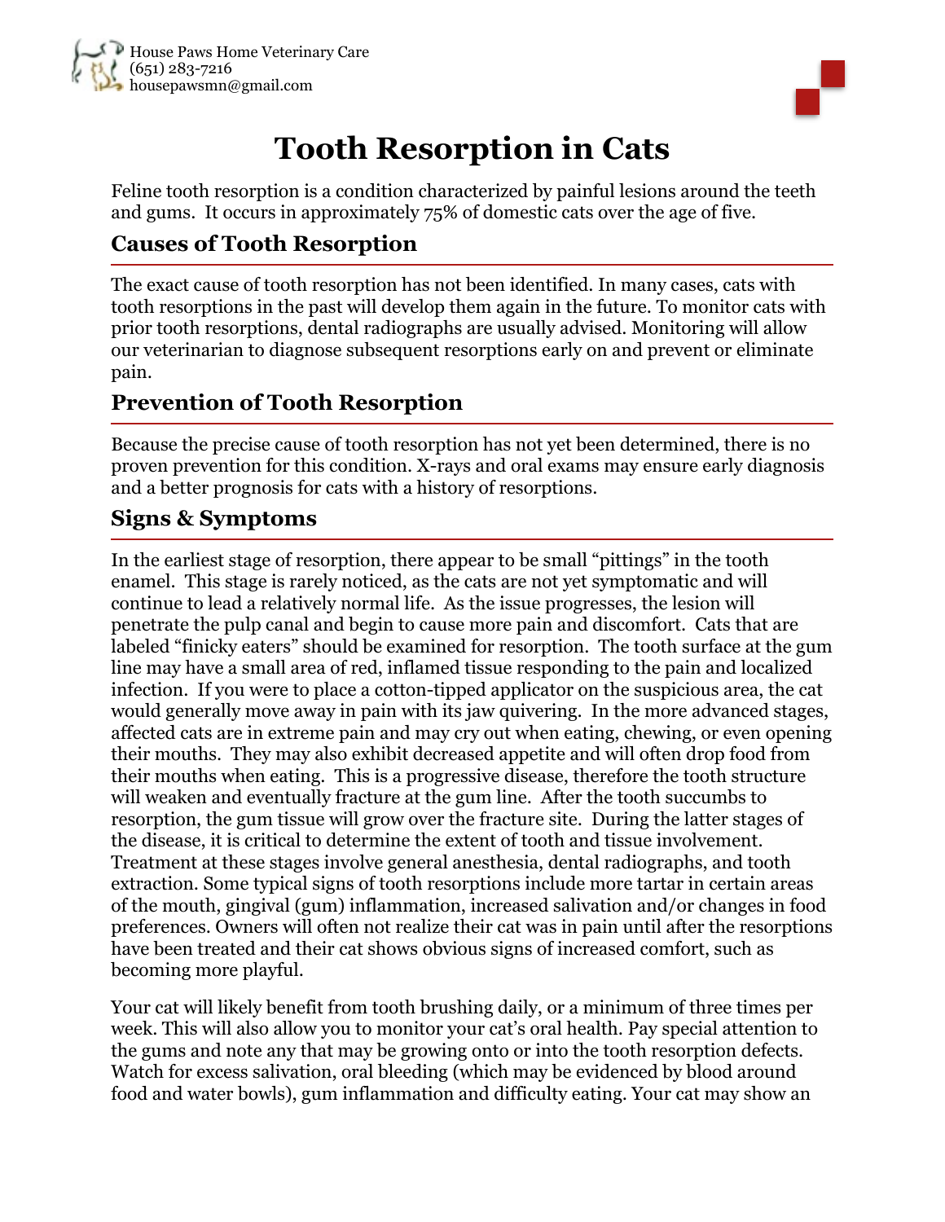House Paws Home Veterinary Care
(651) 283-7216
housepawsmn@gmail.com

# Tooth Resorption in Cats

Feline tooth resorption is a condition characterized by painful lesions around the teeth and gums. It occurs in approximately 75% of domestic cats over the age of five.

## Causes of Tooth Resorption

The exact cause of tooth resorption has not been identified. In many cases, cats with tooth resorptions in the past will develop them again in the future. To monitor cats with prior tooth resorptions, dental radiographs are usually advised. Monitoring will allow our veterinarian to diagnose subsequent resorptions early on and prevent or eliminate pain.

## Prevention of Tooth Resorption

Because the precise cause of tooth resorption has not yet been determined, there is no proven prevention for this condition. X-rays and oral exams may ensure early diagnosis and a better prognosis for cats with a history of resorptions.

## Signs & Symptoms

In the earliest stage of resorption, there appear to be small "pittings" in the tooth enamel. This stage is rarely noticed, as the cats are not yet symptomatic and will continue to lead a relatively normal life. As the issue progresses, the lesion will penetrate the pulp canal and begin to cause more pain and discomfort. Cats that are labeled "finicky eaters" should be examined for resorption. The tooth surface at the gum line may have a small area of red, inflamed tissue responding to the pain and localized infection. If you were to place a cotton-tipped applicator on the suspicious area, the cat would generally move away in pain with its jaw quivering. In the more advanced stages, affected cats are in extreme pain and may cry out when eating, chewing, or even opening their mouths. They may also exhibit decreased appetite and will often drop food from their mouths when eating. This is a progressive disease, therefore the tooth structure will weaken and eventually fracture at the gum line. After the tooth succumbs to resorption, the gum tissue will grow over the fracture site. During the latter stages of the disease, it is critical to determine the extent of tooth and tissue involvement. Treatment at these stages involve general anesthesia, dental radiographs, and tooth extraction. Some typical signs of tooth resorptions include more tartar in certain areas of the mouth, gingival (gum) inflammation, increased salivation and/or changes in food preferences. Owners will often not realize their cat was in pain until after the resorptions have been treated and their cat shows obvious signs of increased comfort, such as becoming more playful.

Your cat will likely benefit from tooth brushing daily, or a minimum of three times per week. This will also allow you to monitor your cat's oral health. Pay special attention to the gums and note any that may be growing onto or into the tooth resorption defects. Watch for excess salivation, oral bleeding (which may be evidenced by blood around food and water bowls), gum inflammation and difficulty eating. Your cat may show an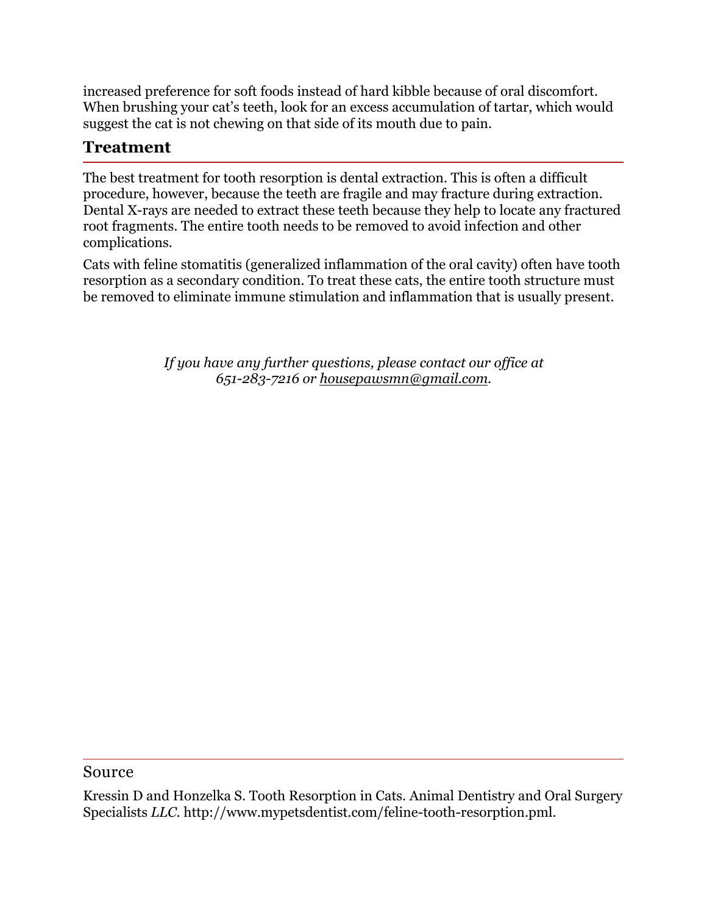increased preference for soft foods instead of hard kibble because of oral discomfort. When brushing your cat's teeth, look for an excess accumulation of tartar, which would suggest the cat is not chewing on that side of its mouth due to pain.

## Treatment

The best treatment for tooth resorption is dental extraction. This is often a difficult procedure, however, because the teeth are fragile and may fracture during extraction. Dental X-rays are needed to extract these teeth because they help to locate any fractured root fragments. The entire tooth needs to be removed to avoid infection and other complications.

Cats with feline stomatitis (generalized inflammation of the oral cavity) often have tooth resorption as a secondary condition. To treat these cats, the entire tooth structure must be removed to eliminate immune stimulation and inflammation that is usually present.

*If you have any further questions, please contact our office at 651-283-7216 or housepawsmn@gmail.com.*

Source

Kressin D and Honzelka S. Tooth Resorption in Cats. Animal Dentistry and Oral Surgery Specialists *LLC*. http://www.mypetsdentist.com/feline-tooth-resorption.pml.